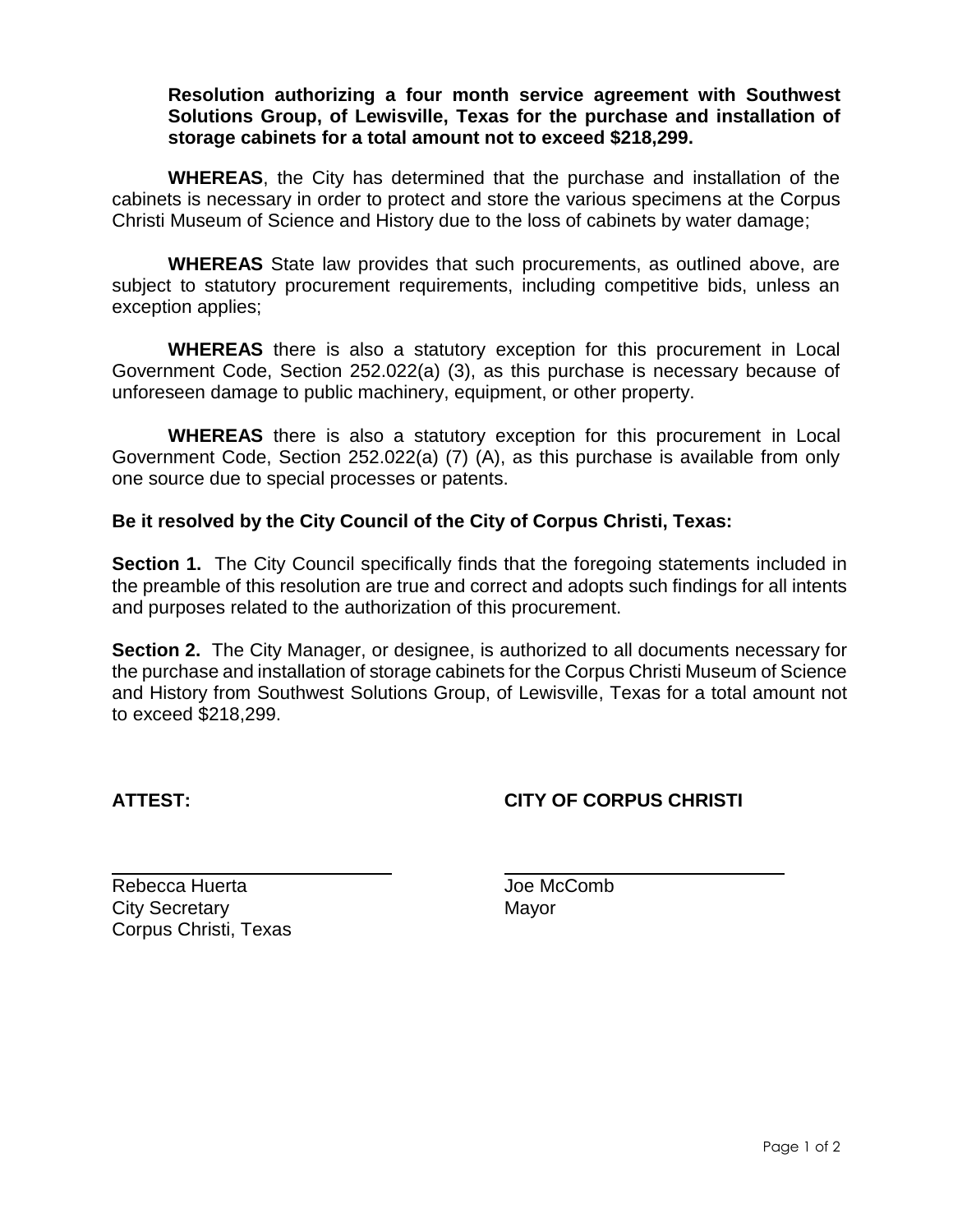**Resolution authorizing a four month service agreement with Southwest Solutions Group, of Lewisville, Texas for the purchase and installation of storage cabinets for a total amount not to exceed $218,299.**

**WHEREAS**, the City has determined that the purchase and installation of the cabinets is necessary in order to protect and store the various specimens at the Corpus Christi Museum of Science and History due to the loss of cabinets by water damage;

**WHEREAS** State law provides that such procurements, as outlined above, are subject to statutory procurement requirements, including competitive bids, unless an exception applies;

**WHEREAS** there is also a statutory exception for this procurement in Local Government Code, Section 252.022(a) (3), as this purchase is necessary because of unforeseen damage to public machinery, equipment, or other property.

**WHEREAS** there is also a statutory exception for this procurement in Local Government Code, Section 252.022(a) (7) (A), as this purchase is available from only one source due to special processes or patents.

**Be it resolved by the City Council of the City of Corpus Christi, Texas:**

**Section 1.** The City Council specifically finds that the foregoing statements included in the preamble of this resolution are true and correct and adopts such findings for all intents and purposes related to the authorization of this procurement.

**Section 2.** The City Manager, or designee, is authorized to all documents necessary for the purchase and installation of storage cabinets for the Corpus Christi Museum of Science and History from Southwest Solutions Group, of Lewisville, Texas for a total amount not to exceed $218,299.

**ATTEST:**

Rebecca Huerta
City Secretary
Corpus Christi, Texas

**CITY OF CORPUS CHRISTI**

Joe McComb
Mayor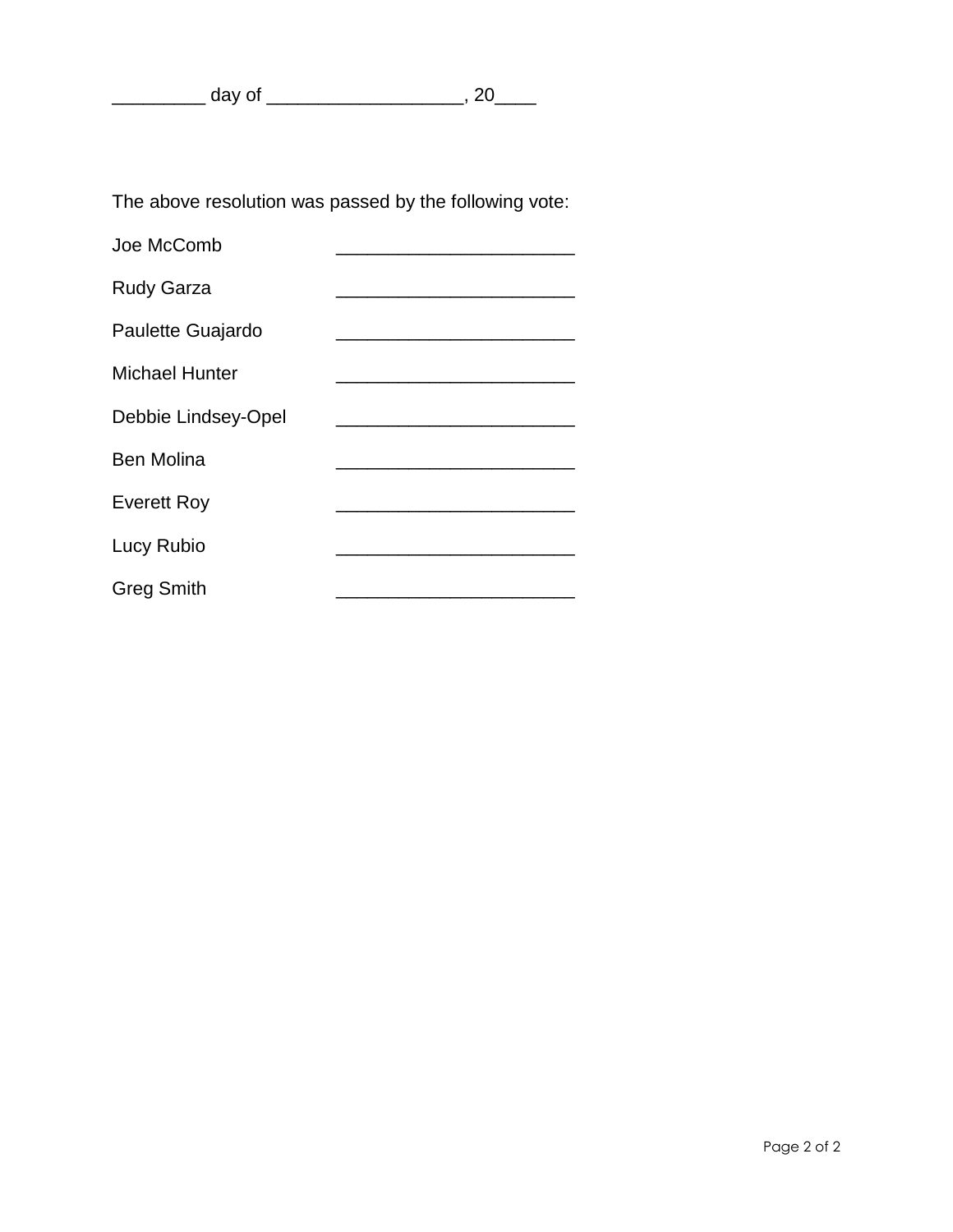_________ day of ___________________, 20____

The above resolution was passed by the following vote:

| | |
|---|---|
| Joe McComb | _______________________ |
| Rudy Garza | _______________________ |
| Paulette Guajardo | _______________________ |
| Michael Hunter | _______________________ |
| Debbie Lindsey-Opel | _______________________ |
| Ben Molina | _______________________ |
| Everett Roy | _______________________ |
| Lucy Rubio | _______________________ |
| Greg Smith | _______________________ |